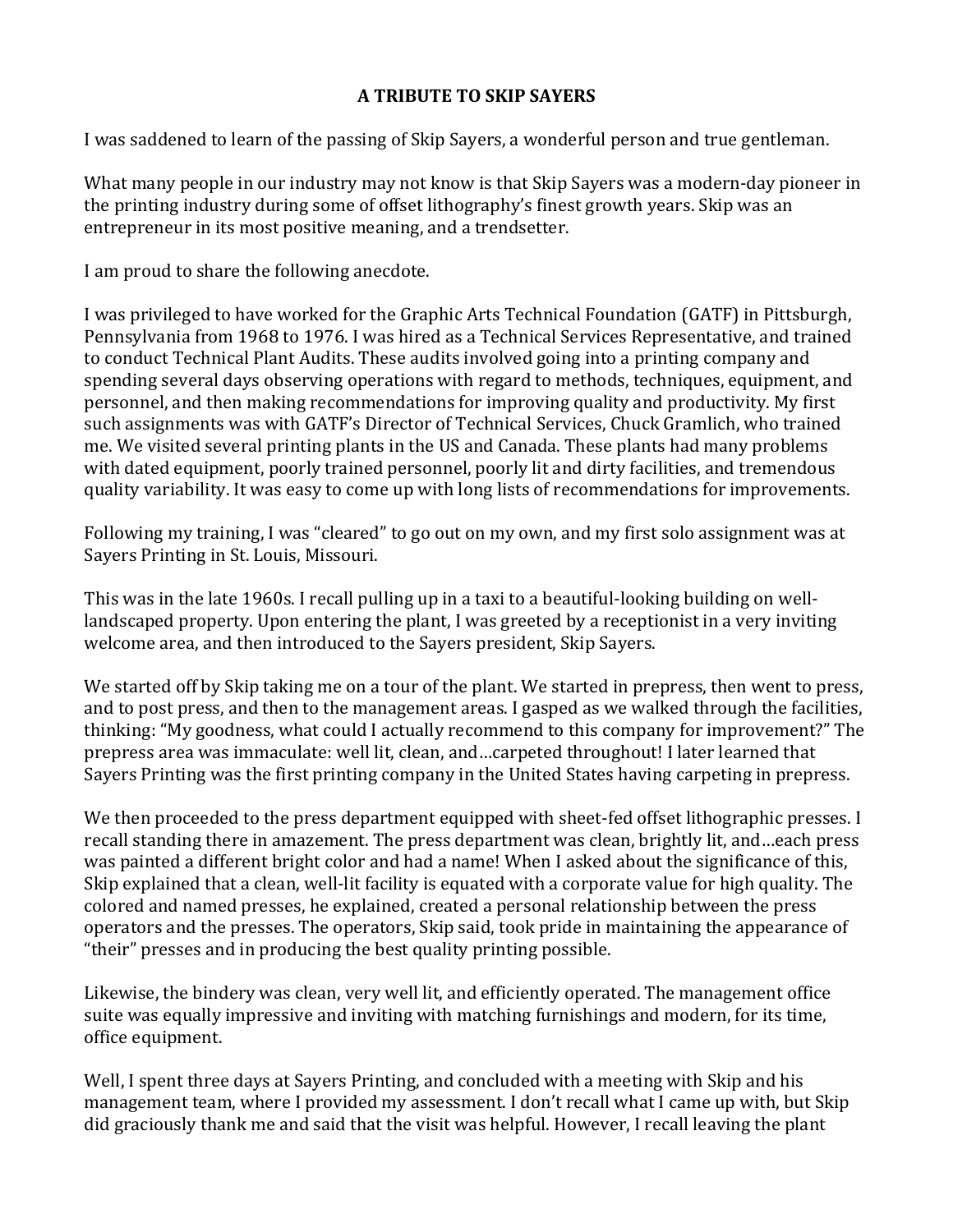# A TRIBUTE TO SKIP SAYERS

I was saddened to learn of the passing of Skip Sayers, a wonderful person and true gentleman.

What many people in our industry may not know is that Skip Sayers was a modern-day pioneer in the printing industry during some of offset lithography's finest growth years. Skip was an entrepreneur in its most positive meaning, and a trendsetter.

I am proud to share the following anecdote.

I was privileged to have worked for the Graphic Arts Technical Foundation (GATF) in Pittsburgh, Pennsylvania from 1968 to 1976. I was hired as a Technical Services Representative, and trained to conduct Technical Plant Audits. These audits involved going into a printing company and spending several days observing operations with regard to methods, techniques, equipment, and personnel, and then making recommendations for improving quality and productivity. My first such assignments was with GATF's Director of Technical Services, Chuck Gramlich, who trained me. We visited several printing plants in the US and Canada. These plants had many problems with dated equipment, poorly trained personnel, poorly lit and dirty facilities, and tremendous quality variability. It was easy to come up with long lists of recommendations for improvements.

Following my training, I was "cleared" to go out on my own, and my first solo assignment was at Sayers Printing in St. Louis, Missouri.

This was in the late 1960s. I recall pulling up in a taxi to a beautiful-looking building on well-landscaped property. Upon entering the plant, I was greeted by a receptionist in a very inviting welcome area, and then introduced to the Sayers president, Skip Sayers.

We started off by Skip taking me on a tour of the plant. We started in prepress, then went to press, and to post press, and then to the management areas. I gasped as we walked through the facilities, thinking: "My goodness, what could I actually recommend to this company for improvement?" The prepress area was immaculate: well lit, clean, and…carpeted throughout! I later learned that Sayers Printing was the first printing company in the United States having carpeting in prepress.

We then proceeded to the press department equipped with sheet-fed offset lithographic presses. I recall standing there in amazement. The press department was clean, brightly lit, and…each press was painted a different bright color and had a name! When I asked about the significance of this, Skip explained that a clean, well-lit facility is equated with a corporate value for high quality. The colored and named presses, he explained, created a personal relationship between the press operators and the presses. The operators, Skip said, took pride in maintaining the appearance of "their" presses and in producing the best quality printing possible.

Likewise, the bindery was clean, very well lit, and efficiently operated. The management office suite was equally impressive and inviting with matching furnishings and modern, for its time, office equipment.

Well, I spent three days at Sayers Printing, and concluded with a meeting with Skip and his management team, where I provided my assessment. I don't recall what I came up with, but Skip did graciously thank me and said that the visit was helpful. However, I recall leaving the plant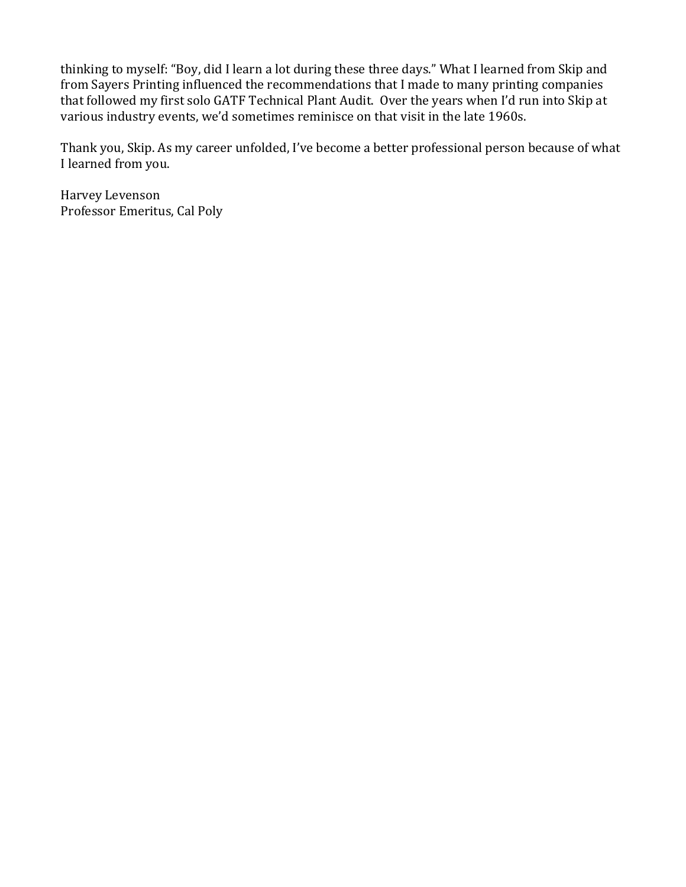thinking to myself: “Boy, did I learn a lot during these three days.” What I learned from Skip and from Sayers Printing influenced the recommendations that I made to many printing companies that followed my first solo GATF Technical Plant Audit. Over the years when I’d run into Skip at various industry events, we’d sometimes reminisce on that visit in the late 1960s.

Thank you, Skip. As my career unfolded, I’ve become a better professional person because of what I learned from you.

Harvey Levenson
Professor Emeritus, Cal Poly